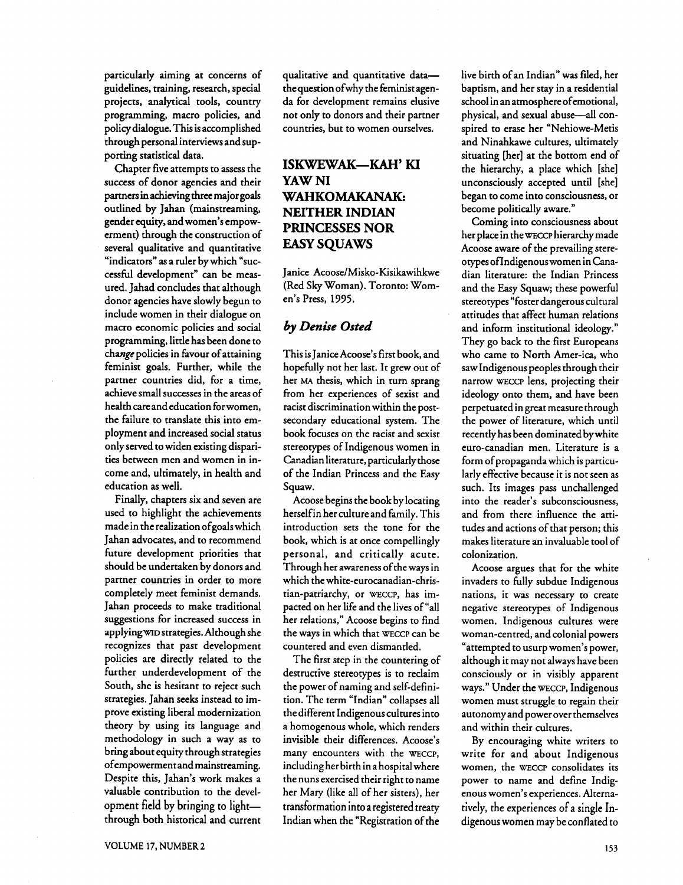particularly aiming at concerns of guidelines, training, research, special projects, analytical tools, country programming, macro policies, and policy dialogue. This is accomplished through personal interviews and supporting statistical data.

Chapter five attempts to assess the success of donor agencies and their partners in achieving three major goals outlined by Jahan (mainstreaming, gender equity, and women's empowerment) through the construction of several qualitative and quantitative "indicators" as a ruler by which "successful development" can be measured. Jahad concludes that although donor agencies have slowly begun to include women in their dialogue on macro economic policies and social programming, little has been done to *change* policies in favour of attaining feminist goals. Further, while the partner countries did, for a time, achieve small successes in the areas of health care and education for women, the failure to translate this into employment and increased social status only served to widen existing disparities between men and women in income and, ultimately, in health and education as well.

Finally, chapters six and seven are used to highlight the achievements made in the realization of goals which Jahan advocates, and to recommend future development priorities that should be undertaken by donors and partner countries in order to more completely meet feminist demands. Jahan proceeds to make traditional suggestions for increased success in applying WID strategies. Although she recognizes that past development policies are directly related to the further underdevelopment of the South, she is hesitant to reject such strategies. Jahan seeks instead to improve existing liberal modernization theory by using its language and methodology in such a way as to bring about equity through strategies of empowerment and mainstreaming. Despite this, Jahan's work makes a valuable contribution to the development field by bringing to light—through both historical and current qualitative and quantitative data—the question of why the feminist agenda for development remains elusive not only to donors and their partner countries, but to women ourselves.

## ISKWEWAK—KAH' KI YAW NI WAHKOMAKANAK: NEITHER INDIAN PRINCESSES NOR EASY SQUAWS

Janice Acoose/Misko-Kisikawihkwe (Red Sky Woman). Toronto: Women's Press, 1995.

***by Denise Osted***

This is Janice Acoose's first book, and hopefully not her last. It grew out of her MA thesis, which in turn sprang from her experiences of sexist and racist discrimination within the post-secondary educational system. The book focuses on the racist and sexist stereotypes of Indigenous women in Canadian literature, particularly those of the Indian Princess and the Easy Squaw.

Acoose begins the book by locating herself in her culture and family. This introduction sets the tone for the book, which is at once compellingly personal, and critically acute. Through her awareness of the ways in which the white-eurocanadian-christian-patriarchy, or WECCP, has impacted on her life and the lives of "all her relations," Acoose begins to find the ways in which that WECCP can be countered and even dismantled.

The first step in the countering of destructive stereotypes is to reclaim the power of naming and self-definition. The term "Indian" collapses all the different Indigenous cultures into a homogenous whole, which renders invisible their differences. Acoose's many encounters with the WECCP, including her birth in a hospital where the nuns exercised their right to name her Mary (like all of her sisters), her transformation into a registered treaty Indian when the "Registration of the live birth of an Indian" was filed, her baptism, and her stay in a residential school in an atmosphere of emotional, physical, and sexual abuse—all conspired to erase her "Nehiowe-Metis and Ninahkawe cultures, ultimately situating [her] at the bottom end of the hierarchy, a place which [she] unconsciously accepted until [she] began to come into consciousness, or become politically aware."

Coming into consciousness about her place in the WECCP hierarchy made Acoose aware of the prevailing stereotypes of Indigenous women in Canadian literature: the Indian Princess and the Easy Squaw; these powerful stereotypes "foster dangerous cultural attitudes that affect human relations and inform institutional ideology." They go back to the first Europeans who came to North Amer-ica, who saw Indigenous peoples through their narrow WECCP lens, projecting their ideology onto them, and have been perpetuated in great measure through the power of literature, which until recently has been dominated by white euro-canadian men. Literature is a form of propaganda which is particularly effective because it is not seen as such. Its images pass unchallenged into the reader's subconsciousness, and from there influence the attitudes and actions of that person; this makes literature an invaluable tool of colonization.

Acoose argues that for the white invaders to fully subdue Indigenous nations, it was necessary to create negative stereotypes of Indigenous women. Indigenous cultures were woman-centred, and colonial powers "attempted to usurp women's power, although it may not always have been consciously or in visibly apparent ways." Under the WECCP, Indigenous women must struggle to regain their autonomy and power over themselves and within their cultures.

By encouraging white writers to write for and about Indigenous women, the WECCP consolidates its power to name and define Indigenous women's experiences. Alternatively, the experiences of a single Indigenous women may be conflated to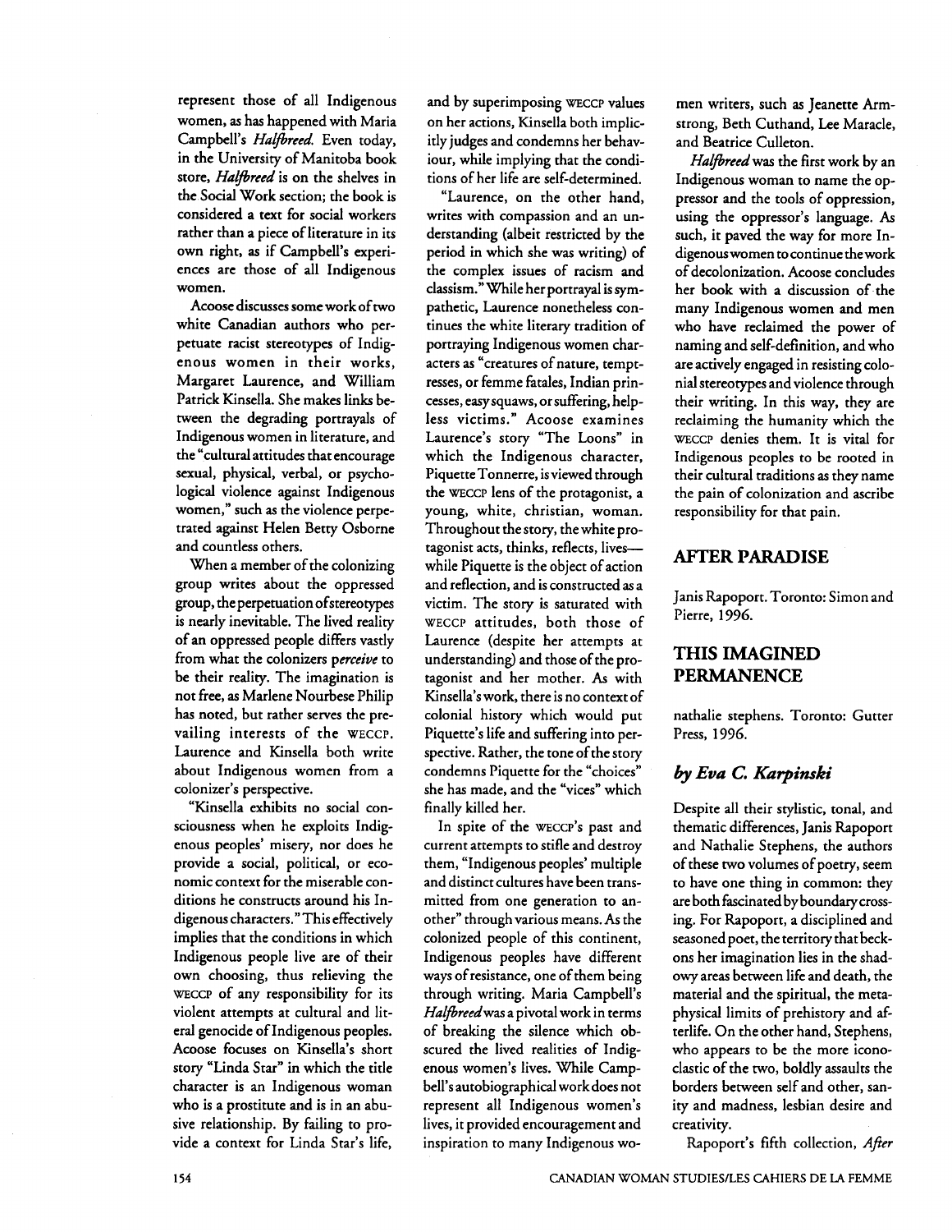represent those of all Indigenous women, as has happened with Maria Campbell's *Halfbreed*. Even today, in the University of Manitoba book store, *Halfbreed* is on the shelves in the Social Work section; the book is considered a text for social workers rather than a piece of literature in its own right, as if Campbell's experiences are those of all Indigenous women.

Acoose discusses some work of two white Canadian authors who perpetuate racist stereotypes of Indigenous women in their works, Margaret Laurence, and William Patrick Kinsella. She makes links between the degrading portrayals of Indigenous women in literature, and the "cultural attitudes that encourage sexual, physical, verbal, or psychological violence against Indigenous women," such as the violence perpetrated against Helen Betty Osborne and countless others.

When a member of the colonizing group writes about the oppressed group, the perpetuation of stereotypes is nearly inevitable. The lived reality of an oppressed people differs vastly from what the colonizers *perceive* to be their reality. The imagination is not free, as Marlene Nourbese Philip has noted, but rather serves the prevailing interests of the WECCP. Laurence and Kinsella both write about Indigenous women from a colonizer's perspective.

"Kinsella exhibits no social consciousness when he exploits Indigenous peoples' misery, nor does he provide a social, political, or economic context for the miserable conditions he constructs around his Indigenous characters." This effectively implies that the conditions in which Indigenous people live are of their own choosing, thus relieving the WECCP of any responsibility for its violent attempts at cultural and literal genocide of Indigenous peoples. Acoose focuses on Kinsella's short story "Linda Star" in which the title character is an Indigenous woman who is a prostitute and is in an abusive relationship. By failing to provide a context for Linda Star's life, and by superimposing WECCP values on her actions, Kinsella both implicitly judges and condemns her behaviour, while implying that the conditions of her life are self-determined.

"Laurence, on the other hand, writes with compassion and an understanding (albeit restricted by the period in which she was writing) of the complex issues of racism and classism." While her portrayal is sympathetic, Laurence nonetheless continues the white literary tradition of portraying Indigenous women characters as "creatures of nature, temptresses, or femme fatales, Indian princesses, easy squaws, or suffering, helpless victims." Acoose examines Laurence's story "The Loons" in which the Indigenous character, Piquette Tonnerre, is viewed through the WECCP lens of the protagonist, a young, white, christian, woman. Throughout the story, the white protagonist acts, thinks, reflects, lives—while Piquette is the object of action and reflection, and is constructed as a victim. The story is saturated with WECCP attitudes, both those of Laurence (despite her attempts at understanding) and those of the protagonist and her mother. As with Kinsella's work, there is no context of colonial history which would put Piquette's life and suffering into perspective. Rather, the tone of the story condemns Piquette for the "choices" she has made, and the "vices" which finally killed her.

In spite of the WECCP's past and current attempts to stifle and destroy them, "Indigenous peoples' multiple and distinct cultures have been transmitted from one generation to another" through various means. As the colonized people of this continent, Indigenous peoples have different ways of resistance, one of them being through writing. Maria Campbell's *Halfbreed* was a pivotal work in terms of breaking the silence which obscured the lived realities of Indigenous women's lives. While Campbell's autobiographical work does not represent all Indigenous women's lives, it provided encouragement and inspiration to many Indigenous women writers, such as Jeanette Armstrong, Beth Cuthand, Lee Maracle, and Beatrice Culleton.

*Halfbreed* was the first work by an Indigenous woman to name the oppressor and the tools of oppression, using the oppressor's language. As such, it paved the way for more Indigenous women to continue the work of decolonization. Acoose concludes her book with a discussion of the many Indigenous women and men who have reclaimed the power of naming and self-definition, and who are actively engaged in resisting colonial stereotypes and violence through their writing. In this way, they are reclaiming the humanity which the WECCP denies them. It is vital for Indigenous peoples to be rooted in their cultural traditions as they name the pain of colonization and ascribe responsibility for that pain.

## AFTER PARADISE

Janis Rapoport. Toronto: Simon and Pierre, 1996.

## THIS IMAGINED PERMANENCE

nathalie stephens. Toronto: Gutter Press, 1996.

### *by Eva C. Karpinski*

Despite all their stylistic, tonal, and thematic differences, Janis Rapoport and Nathalie Stephens, the authors of these two volumes of poetry, seem to have one thing in common: they are both fascinated by boundary crossing. For Rapoport, a disciplined and seasoned poet, the territory that beckons her imagination lies in the shadowy areas between life and death, the material and the spiritual, the metaphysical limits of prehistory and afterlife. On the other hand, Stephens, who appears to be the more iconoclastic of the two, boldly assaults the borders between self and other, sanity and madness, lesbian desire and creativity.

Rapoport's fifth collection, *After*